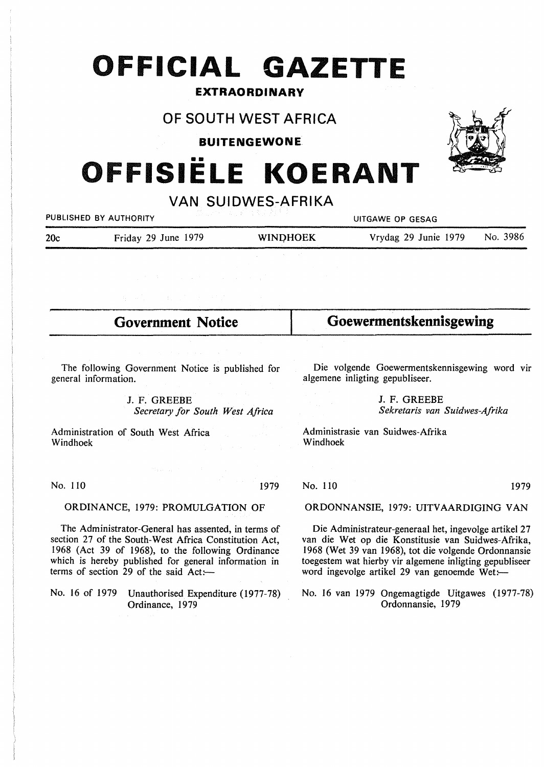# OFFICIAL GAZETTE

**EXTRAORDINARY**

## OF SOUTH WEST AFRICA

**BUITENGEWONE**

# OFFISIËLE KOERANT

## VAN SUIDWES-AFRIKA

PUBLISHED BY AUTHORITY — UITGAWE OP GESAG

20c — Friday 29 June 1979 — WINDHOEK — Vrydag 29 Junie 1979 — No. 3986

## Government Notice

The following Government Notice is published for general information.

J. F. GREEBE
*Secretary for South West Africa*

Administration of South West Africa
Windhoek

No. 110 — 1979

ORDINANCE, 1979: PROMULGATION OF

The Administrator-General has assented, in terms of section 27 of the South-West Africa Constitution Act, 1968 (Act 39 of 1968), to the following Ordinance which is hereby published for general information in terms of section 29 of the said Act:—

No. 16 of 1979 — Unauthorised Expenditure (1977-78) Ordinance, 1979

## Goewermentskennisgewing

Die volgende Goewermentskennisgewing word vir algemene inligting gepubliseer.

J. F. GREEBE
*Sekretaris van Suidwes-Afrika*

Administrasie van Suidwes-Afrika
Windhoek

No. 110 — 1979

ORDONNANSIE, 1979: UITVAARDIGING VAN

Die Administrateur-generaal het, ingevolge artikel 27 van die Wet op die Konstitusie van Suidwes-Afrika, 1968 (Wet 39 van 1968), tot die volgende Ordonnansie toegestem wat hierby vir algemene inligting gepubliseer word ingevolge artikel 29 van genoemde Wet:—

No. 16 van 1979 — Ongemagtigde Uitgawes (1977-78) Ordonnansie, 1979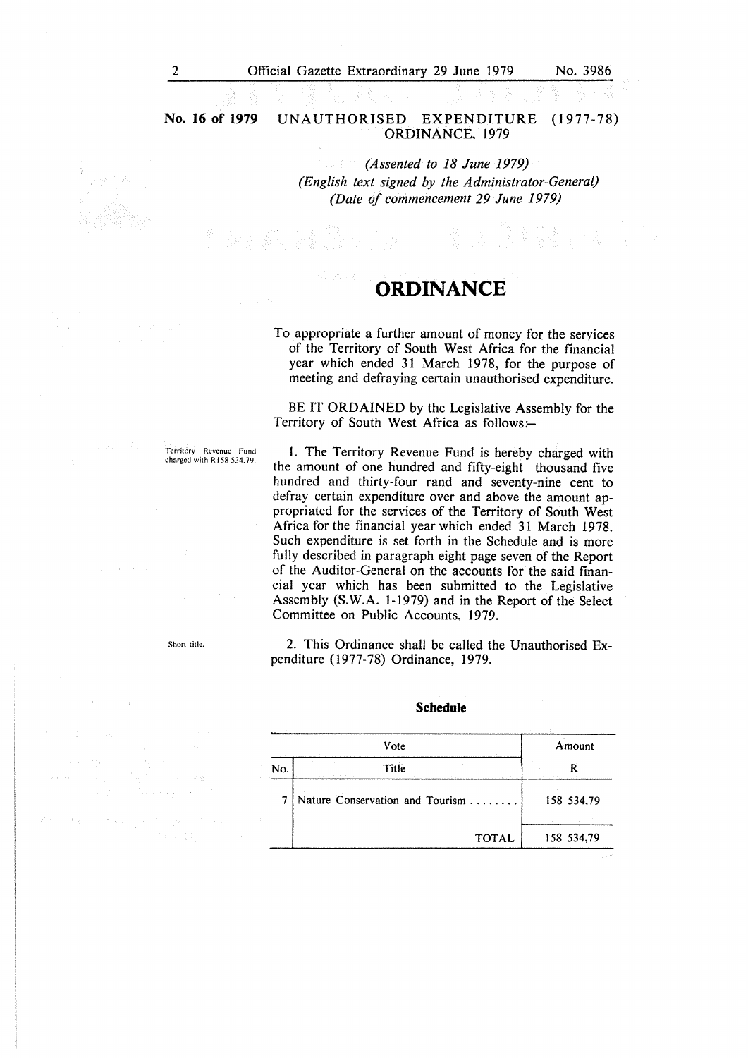**No. 16 of 1979** UNAUTHORISED EXPENDITURE (1977-78) ORDINANCE, 1979

*(Assented to 18 June 1979)*
*(English text signed by the Administrator-General)*
*(Date of commencement 29 June 1979)*

# ORDINANCE

To appropriate a further amount of money for the services of the Territory of South West Africa for the financial year which ended 31 March 1978, for the purpose of meeting and defraying certain unauthorised expenditure.

BE IT ORDAINED by the Legislative Assembly for the Territory of South West Africa as follows:–

Territory Revenue Fund charged with R158 534,79.

1. The Territory Revenue Fund is hereby charged with the amount of one hundred and fifty-eight thousand five hundred and thirty-four rand and seventy-nine cent to defray certain expenditure over and above the amount appropriated for the services of the Territory of South West Africa for the financial year which ended 31 March 1978. Such expenditure is set forth in the Schedule and is more fully described in paragraph eight page seven of the Report of the Auditor-General on the accounts for the said financial year which has been submitted to the Legislative Assembly (S.W.A. 1-1979) and in the Report of the Select Committee on Public Accounts, 1979.

Short title.

2. This Ordinance shall be called the Unauthorised Expenditure (1977-78) Ordinance, 1979.

## Schedule

| Vote | | Amount |
|---|---|---|
| No. | Title | R |
| 7 | Nature Conservation and Tourism ........ | 158 534,79 |
| | TOTAL | 158 534,79 |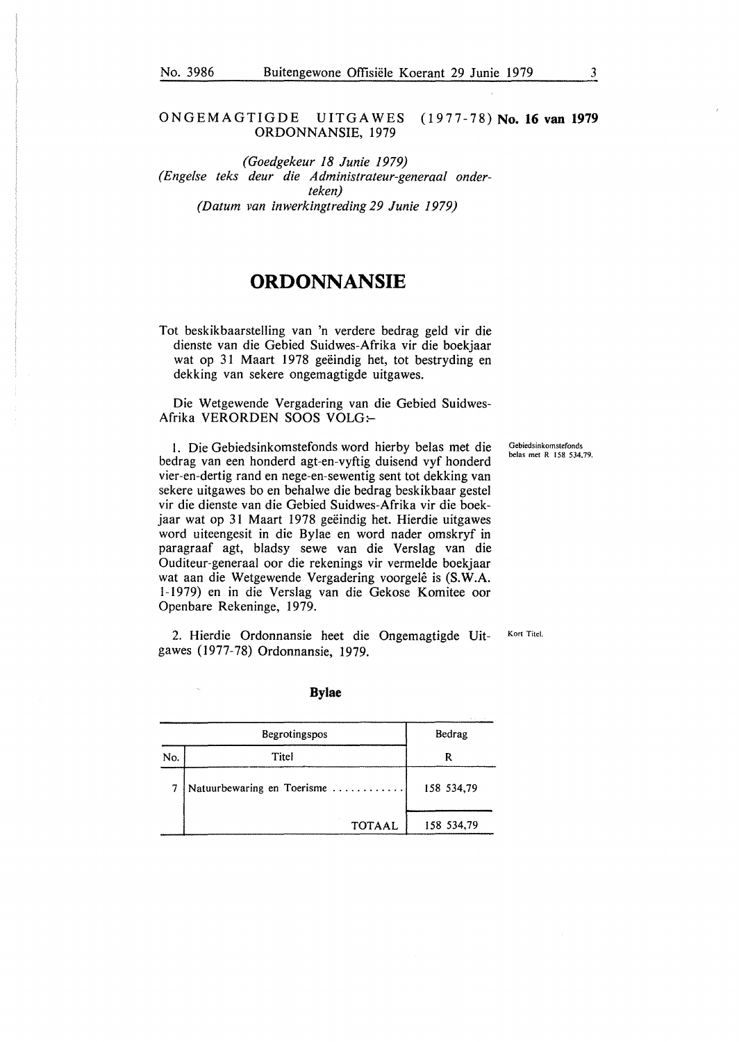ONGEMAGTIGDE UITGAWES (1977-78) ORDONNANSIE, 1979 **No. 16 van 1979**

*(Goedgekeur 18 Junie 1979)*
*(Engelse teks deur die Administrateur-generaal onderteken)*
*(Datum van inwerkingtreding 29 Junie 1979)*

# ORDONNANSIE

Tot beskikbaarstelling van 'n verdere bedrag geld vir die dienste van die Gebied Suidwes-Afrika vir die boekjaar wat op 31 Maart 1978 geëindig het, tot bestryding en dekking van sekere ongemagtigde uitgawes.

Die Wetgewende Vergadering van die Gebied Suidwes-Afrika VERORDEN SOOS VOLG:-

Gebiedsinkomstefonds belas met R 158 534,79.

1. Die Gebiedsinkomstefonds word hierby belas met die bedrag van een honderd agt-en-vyftig duisend vyf honderd vier-en-dertig rand en nege-en-sewentig sent tot dekking van sekere uitgawes bo en behalwe die bedrag beskikbaar gestel vir die dienste van die Gebied Suidwes-Afrika vir die boekjaar wat op 31 Maart 1978 geëindig het. Hierdie uitgawes word uiteengesit in die Bylae en word nader omskryf in paragraaf agt, bladsy sewe van die Verslag van die Ouditeur-generaal oor die rekenings vir vermelde boekjaar wat aan die Wetgewende Vergadering voorgelê is (S.W.A. 1-1979) en in die Verslag van die Gekose Komitee oor Openbare Rekeninge, 1979.

Kort Titel.

2. Hierdie Ordonnansie heet die Ongemagtigde Uitgawes (1977-78) Ordonnansie, 1979.

**Bylae**

| Begrotingspos | | Bedrag |
|---|---|---|
| No. | Titel | R |
| 7 | Natuurbewaring en Toerisme ............ | 158 534,79 |
| | TOTAAL | 158 534,79 |